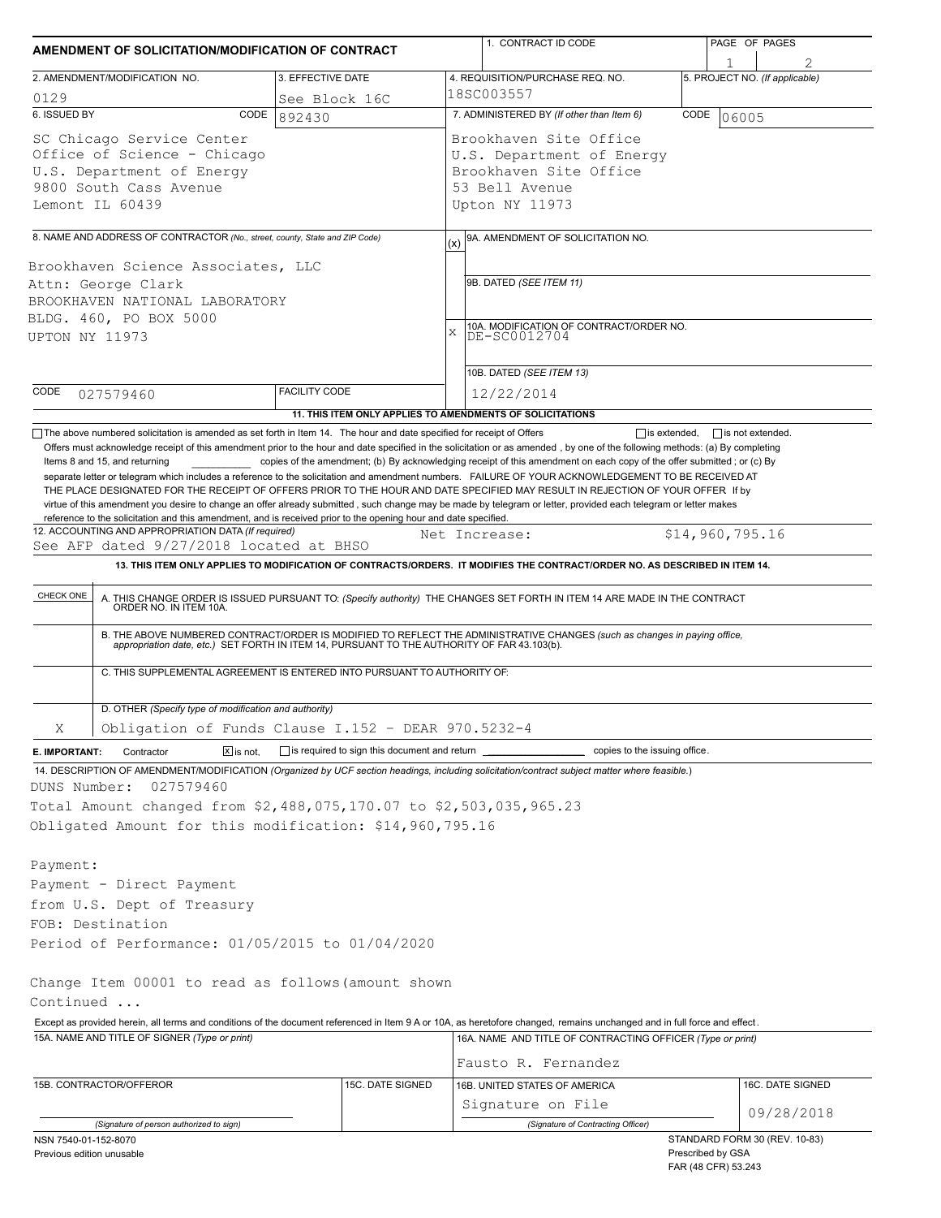# AMENDMENT OF SOLICITATION/MODIFICATION OF CONTRACT

| 1. CONTRACT ID CODE | PAGE OF PAGES |
|---|---|
| | 1 / 2 |

| 2. AMENDMENT/MODIFICATION NO. | 3. EFFECTIVE DATE | 4. REQUISITION/PURCHASE REQ. NO. | 5. PROJECT NO. (If applicable) |
|---|---|---|---|
| 0129 | See Block 16C | 18SC003557 | |

**6. ISSUED BY** CODE 892430

SC Chicago Service Center
Office of Science - Chicago
U.S. Department of Energy
9800 South Cass Avenue
Lemont IL 60439

**7. ADMINISTERED BY (If other than Item 6)** CODE 06005

Brookhaven Site Office
U.S. Department of Energy
Brookhaven Site Office
53 Bell Avenue
Upton NY 11973

**8. NAME AND ADDRESS OF CONTRACTOR** (No., street, county, State and ZIP Code)

Brookhaven Science Associates, LLC
Attn: George Clark
BROOKHAVEN NATIONAL LABORATORY
BLDG. 460, PO BOX 5000
UPTON NY 11973

CODE 027579460 FACILITY CODE

(x) 9A. AMENDMENT OF SOLICITATION NO.

9B. DATED (SEE ITEM 11)

X 10A. MODIFICATION OF CONTRACT/ORDER NO.
DE-SC0012704

10B. DATED (SEE ITEM 13)
12/22/2014

**11. THIS ITEM ONLY APPLIES TO AMENDMENTS OF SOLICITATIONS**

☐ The above numbered solicitation is amended as set forth in Item 14. The hour and date specified for receipt of Offers ☐ is extended, ☐ is not extended.

Offers must acknowledge receipt of this amendment prior to the hour and date specified in the solicitation or as amended , by one of the following methods: (a) By completing Items 8 and 15, and returning __________ copies of the amendment; (b) By acknowledging receipt of this amendment on each copy of the offer submitted ; or (c) By separate letter or telegram which includes a reference to the solicitation and amendment numbers. FAILURE OF YOUR ACKNOWLEDGEMENT TO BE RECEIVED AT THE PLACE DESIGNATED FOR THE RECEIPT OF OFFERS PRIOR TO THE HOUR AND DATE SPECIFIED MAY RESULT IN REJECTION OF YOUR OFFER If by virtue of this amendment you desire to change an offer already submitted , such change may be made by telegram or letter, provided each telegram or letter makes reference to the solicitation and this amendment, and is received prior to the opening hour and date specified.

**12. ACCOUNTING AND APPROPRIATION DATA (If required)**
See AFP dated 9/27/2018 located at BHSO Net Increase: $14,960,795.16

**13. THIS ITEM ONLY APPLIES TO MODIFICATION OF CONTRACTS/ORDERS. IT MODIFIES THE CONTRACT/ORDER NO. AS DESCRIBED IN ITEM 14.**

| CHECK ONE | |
|---|---|
| | A. THIS CHANGE ORDER IS ISSUED PURSUANT TO: (Specify authority) THE CHANGES SET FORTH IN ITEM 14 ARE MADE IN THE CONTRACT ORDER NO. IN ITEM 10A. |
| | B. THE ABOVE NUMBERED CONTRACT/ORDER IS MODIFIED TO REFLECT THE ADMINISTRATIVE CHANGES (such as changes in paying office, appropriation date, etc.) SET FORTH IN ITEM 14, PURSUANT TO THE AUTHORITY OF FAR 43.103(b). |
| | C. THIS SUPPLEMENTAL AGREEMENT IS ENTERED INTO PURSUANT TO AUTHORITY OF: |
| X | D. OTHER (Specify type of modification and authority) Obligation of Funds Clause I.152 - DEAR 970.5232-4 |

**E. IMPORTANT:** Contractor ☒ is not, ☐ is required to sign this document and return __________ copies to the issuing office.

**14. DESCRIPTION OF AMENDMENT/MODIFICATION** (Organized by UCF section headings, including solicitation/contract subject matter where feasible.)

DUNS Number: 027579460
Total Amount changed from $2,488,075,170.07 to $2,503,035,965.23
Obligated Amount for this modification: $14,960,795.16

Payment:
Payment - Direct Payment
from U.S. Dept of Treasury
FOB: Destination
Period of Performance: 01/05/2015 to 01/04/2020

Change Item 00001 to read as follows(amount shown
Continued ...

Except as provided herein, all terms and conditions of the document referenced in Item 9 A or 10A, as heretofore changed, remains unchanged and in full force and effect.

| 15A. NAME AND TITLE OF SIGNER (Type or print) | | 16A. NAME AND TITLE OF CONTRACTING OFFICER (Type or print) | |
|---|---|---|---|
| | | Fausto R. Fernandez | |
| **15B. CONTRACTOR/OFFEROR** | **15C. DATE SIGNED** | **16B. UNITED STATES OF AMERICA** | **16C. DATE SIGNED** |
| (Signature of person authorized to sign) | | Signature on File (Signature of Contracting Officer) | 09/28/2018 |

NSN 7540-01-152-8070
Previous edition unusable

STANDARD FORM 30 (REV. 10-83)
Prescribed by GSA
FAR (48 CFR) 53.243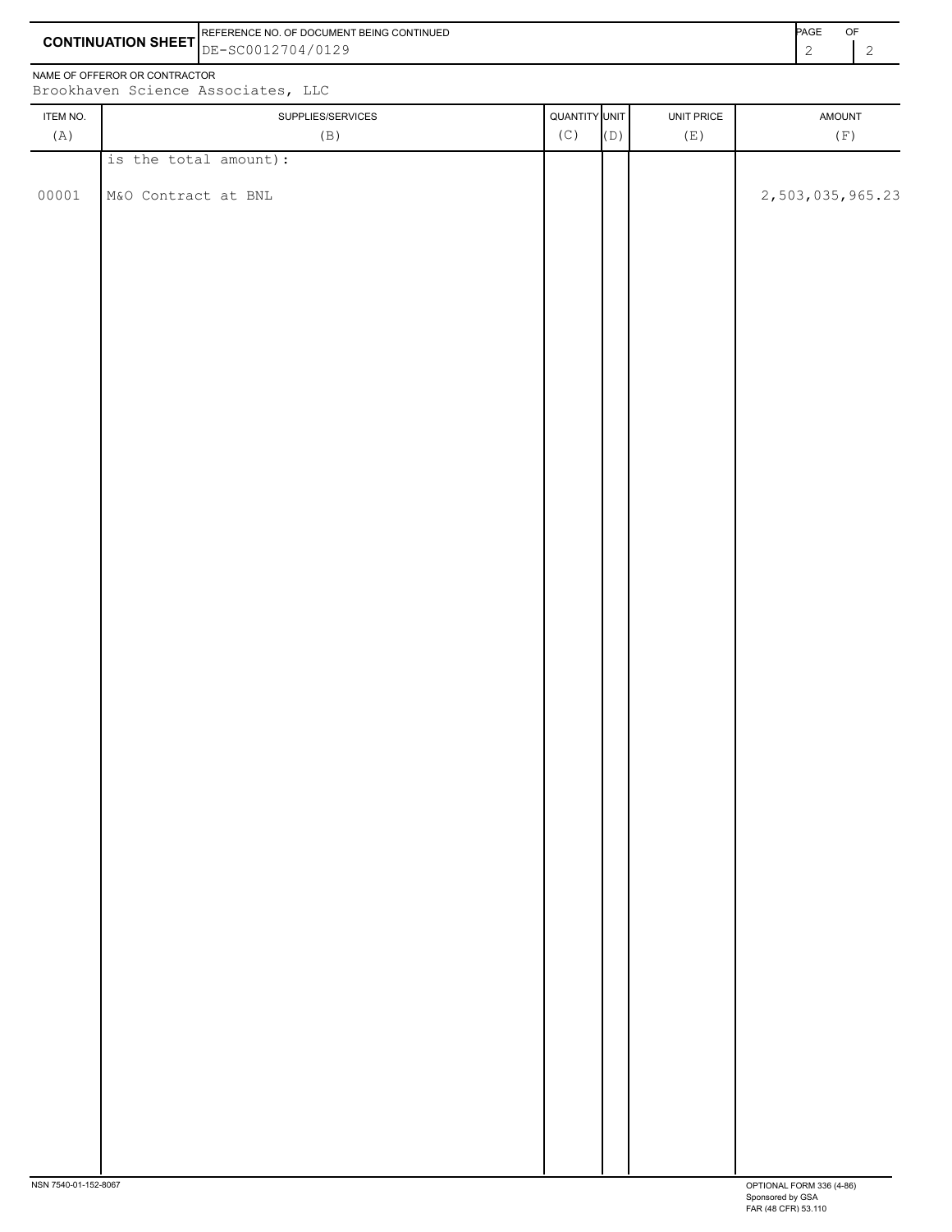**CONTINUATION SHEET**

REFERENCE NO. OF DOCUMENT BEING CONTINUED: DE-SC0012704/0129

NAME OF OFFEROR OR CONTRACTOR: Brookhaven Science Associates, LLC

| ITEM NO. (A) | SUPPLIES/SERVICES (B) | QUANTITY (C) | UNIT (D) | UNIT PRICE (E) | AMOUNT (F) |
|---|---|---|---|---|---|
| | is the total amount): | | | | |
| 00001 | M&O Contract at BNL | | | | 2,503,035,965.23 |

NSN 7540-01-152-8067

OPTIONAL FORM 336 (4-86)
Sponsored by GSA
FAR (48 CFR) 53.110